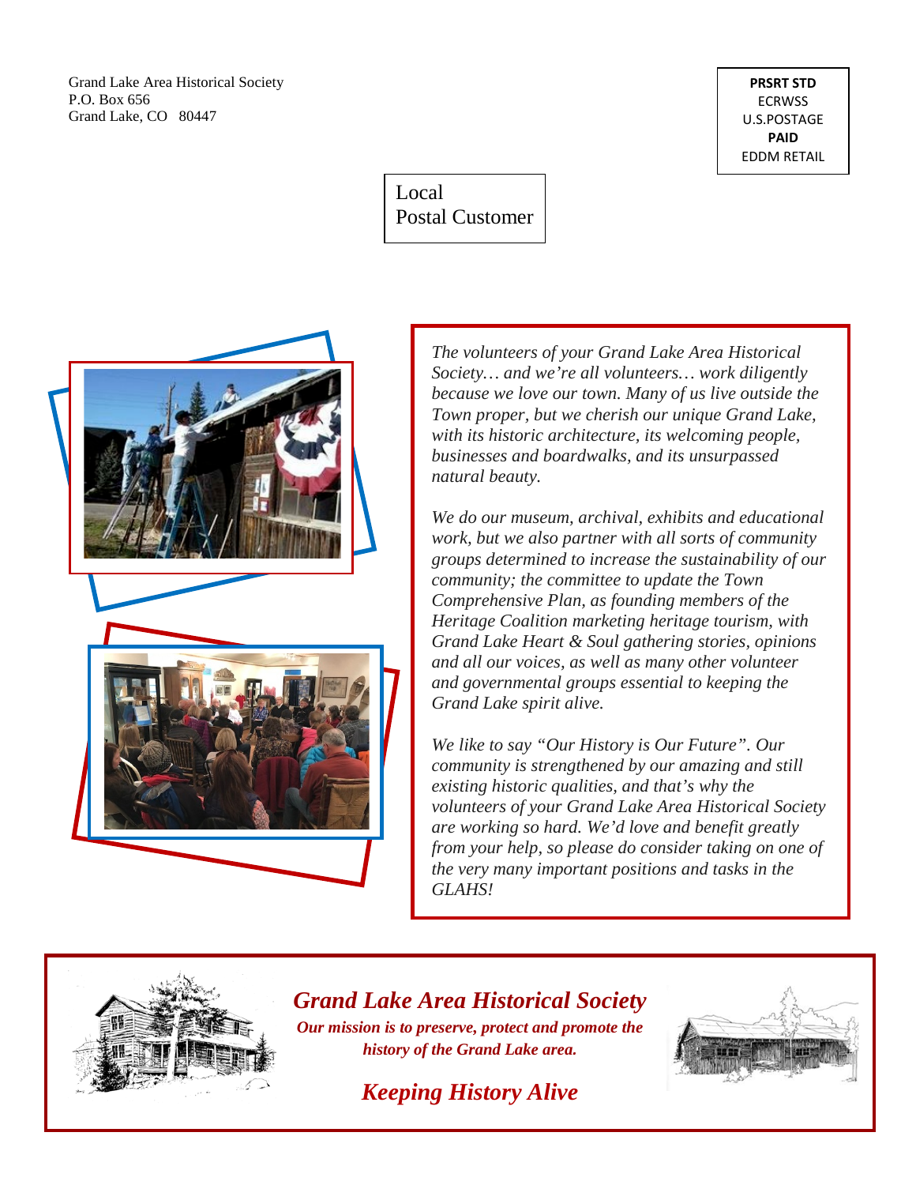Grand Lake Area Historical Society
P.O. Box 656
Grand Lake, CO 80447

**PRSRT STD**
ECRWSS
U.S.POSTAGE
**PAID**
EDDM RETAIL

Local
Postal Customer

*The volunteers of your Grand Lake Area Historical Society… and we're all volunteers… work diligently because we love our town. Many of us live outside the Town proper, but we cherish our unique Grand Lake, with its historic architecture, its welcoming people, businesses and boardwalks, and its unsurpassed natural beauty.*

*We do our museum, archival, exhibits and educational work, but we also partner with all sorts of community groups determined to increase the sustainability of our community; the committee to update the Town Comprehensive Plan, as founding members of the Heritage Coalition marketing heritage tourism, with Grand Lake Heart & Soul gathering stories, opinions and all our voices, as well as many other volunteer and governmental groups essential to keeping the Grand Lake spirit alive.*

*We like to say "Our History is Our Future". Our community is strengthened by our amazing and still existing historic qualities, and that's why the volunteers of your Grand Lake Area Historical Society are working so hard. We'd love and benefit greatly from your help, so please do consider taking on one of the very many important positions and tasks in the GLAHS!*

***Grand Lake Area Historical Society***

***Our mission is to preserve, protect and promote the history of the Grand Lake area.***

***Keeping History Alive***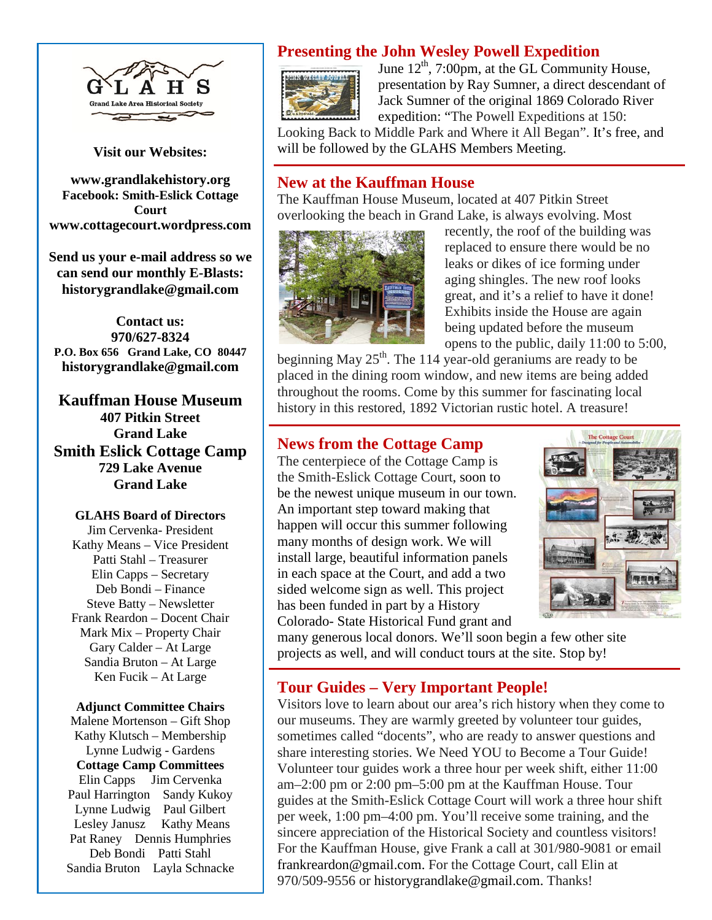**Visit our Websites:**

**www.grandlakehistory.org**
**Facebook: Smith-Eslick Cottage Court**
**www.cottagecourt.wordpress.com**

**Send us your e-mail address so we can send our monthly E-Blasts:**
**historygrandlake@gmail.com**

**Contact us:**
**970/627-8324**
**P.O. Box 656 Grand Lake, CO 80447**
**historygrandlake@gmail.com**

**Kauffman House Museum**
**407 Pitkin Street**
**Grand Lake**
**Smith Eslick Cottage Camp**
**729 Lake Avenue**
**Grand Lake**

**GLAHS Board of Directors**
Jim Cervenka- President
Kathy Means – Vice President
Patti Stahl – Treasurer
Elin Capps – Secretary
Deb Bondi – Finance
Steve Batty – Newsletter
Frank Reardon – Docent Chair
Mark Mix – Property Chair
Gary Calder – At Large
Sandia Bruton – At Large
Ken Fucik – At Large

**Adjunct Committee Chairs**
Malene Mortenson – Gift Shop
Kathy Klutsch – Membership
Lynne Ludwig - Gardens
**Cottage Camp Committees**
Elin Capps Jim Cervenka
Paul Harrington Sandy Kukoy
Lynne Ludwig Paul Gilbert
Lesley Janusz Kathy Means
Pat Raney Dennis Humphries
Deb Bondi Patti Stahl
Sandia Bruton Layla Schnacke

## Presenting the John Wesley Powell Expedition

June 12th, 7:00pm, at the GL Community House, presentation by Ray Sumner, a direct descendant of Jack Sumner of the original 1869 Colorado River expedition: "The Powell Expeditions at 150: Looking Back to Middle Park and Where it All Began". It's free, and will be followed by the GLAHS Members Meeting.

## New at the Kauffman House

The Kauffman House Museum, located at 407 Pitkin Street overlooking the beach in Grand Lake, is always evolving. Most recently, the roof of the building was replaced to ensure there would be no leaks or dikes of ice forming under aging shingles. The new roof looks great, and it's a relief to have it done! Exhibits inside the House are again being updated before the museum opens to the public, daily 11:00 to 5:00, beginning May 25th. The 114 year-old geraniums are ready to be placed in the dining room window, and new items are being added throughout the rooms. Come by this summer for fascinating local history in this restored, 1892 Victorian rustic hotel. A treasure!

## News from the Cottage Camp

The centerpiece of the Cottage Camp is the Smith-Eslick Cottage Court, soon to be the newest unique museum in our town. An important step toward making that happen will occur this summer following many months of design work. We will install large, beautiful information panels in each space at the Court, and add a two sided welcome sign as well. This project has been funded in part by a History Colorado- State Historical Fund grant and many generous local donors. We'll soon begin a few other site projects as well, and will conduct tours at the site. Stop by!

## Tour Guides – Very Important People!

Visitors love to learn about our area's rich history when they come to our museums. They are warmly greeted by volunteer tour guides, sometimes called "docents", who are ready to answer questions and share interesting stories. We Need YOU to Become a Tour Guide! Volunteer tour guides work a three hour per week shift, either 11:00 am–2:00 pm or 2:00 pm–5:00 pm at the Kauffman House. Tour guides at the Smith-Eslick Cottage Court will work a three hour shift per week, 1:00 pm–4:00 pm. You'll receive some training, and the sincere appreciation of the Historical Society and countless visitors! For the Kauffman House, give Frank a call at 301/980-9081 or email frankreardon@gmail.com. For the Cottage Court, call Elin at 970/509-9556 or historygrandlake@gmail.com. Thanks!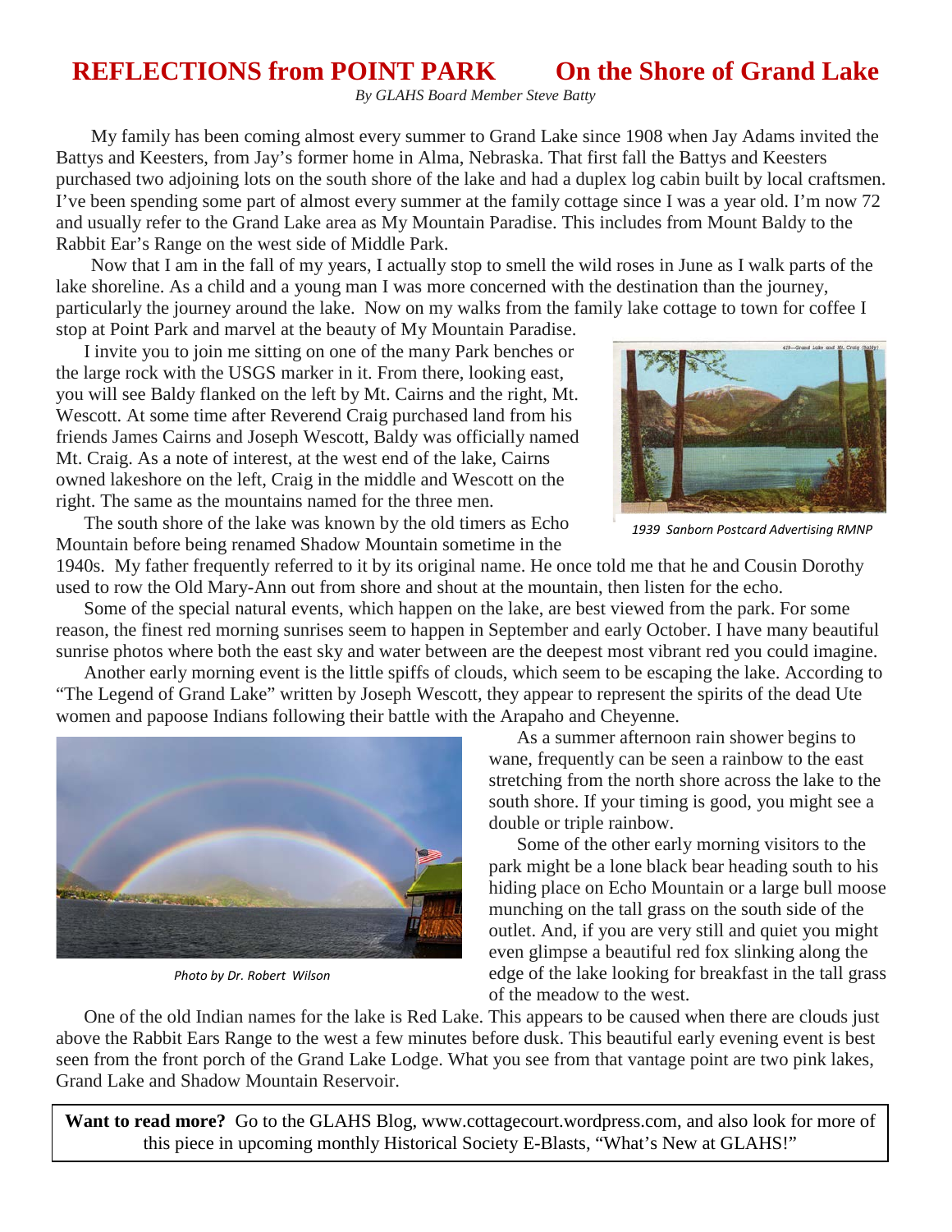# REFLECTIONS from POINT PARK On the Shore of Grand Lake

*By GLAHS Board Member Steve Batty*

My family has been coming almost every summer to Grand Lake since 1908 when Jay Adams invited the Battys and Keesters, from Jay's former home in Alma, Nebraska. That first fall the Battys and Keesters purchased two adjoining lots on the south shore of the lake and had a duplex log cabin built by local craftsmen. I've been spending some part of almost every summer at the family cottage since I was a year old. I'm now 72 and usually refer to the Grand Lake area as My Mountain Paradise. This includes from Mount Baldy to the Rabbit Ear's Range on the west side of Middle Park.

Now that I am in the fall of my years, I actually stop to smell the wild roses in June as I walk parts of the lake shoreline. As a child and a young man I was more concerned with the destination than the journey, particularly the journey around the lake. Now on my walks from the family lake cottage to town for coffee I stop at Point Park and marvel at the beauty of My Mountain Paradise.

I invite you to join me sitting on one of the many Park benches or the large rock with the USGS marker in it. From there, looking east, you will see Baldy flanked on the left by Mt. Cairns and the right, Mt. Wescott. At some time after Reverend Craig purchased land from his friends James Cairns and Joseph Wescott, Baldy was officially named Mt. Craig. As a note of interest, at the west end of the lake, Cairns owned lakeshore on the left, Craig in the middle and Wescott on the right. The same as the mountains named for the three men.

*1939 Sanborn Postcard Advertising RMNP*

The south shore of the lake was known by the old timers as Echo Mountain before being renamed Shadow Mountain sometime in the 1940s. My father frequently referred to it by its original name. He once told me that he and Cousin Dorothy used to row the Old Mary-Ann out from shore and shout at the mountain, then listen for the echo.

Some of the special natural events, which happen on the lake, are best viewed from the park. For some reason, the finest red morning sunrises seem to happen in September and early October. I have many beautiful sunrise photos where both the east sky and water between are the deepest most vibrant red you could imagine.

Another early morning event is the little spiffs of clouds, which seem to be escaping the lake. According to "The Legend of Grand Lake" written by Joseph Wescott, they appear to represent the spirits of the dead Ute women and papoose Indians following their battle with the Arapaho and Cheyenne.

*Photo by Dr. Robert Wilson*

As a summer afternoon rain shower begins to wane, frequently can be seen a rainbow to the east stretching from the north shore across the lake to the south shore. If your timing is good, you might see a double or triple rainbow.

Some of the other early morning visitors to the park might be a lone black bear heading south to his hiding place on Echo Mountain or a large bull moose munching on the tall grass on the south side of the outlet. And, if you are very still and quiet you might even glimpse a beautiful red fox slinking along the edge of the lake looking for breakfast in the tall grass of the meadow to the west.

One of the old Indian names for the lake is Red Lake. This appears to be caused when there are clouds just above the Rabbit Ears Range to the west a few minutes before dusk. This beautiful early evening event is best seen from the front porch of the Grand Lake Lodge. What you see from that vantage point are two pink lakes, Grand Lake and Shadow Mountain Reservoir.

**Want to read more?** Go to the GLAHS Blog, www.cottagecourt.wordpress.com, and also look for more of this piece in upcoming monthly Historical Society E-Blasts, "What's New at GLAHS!"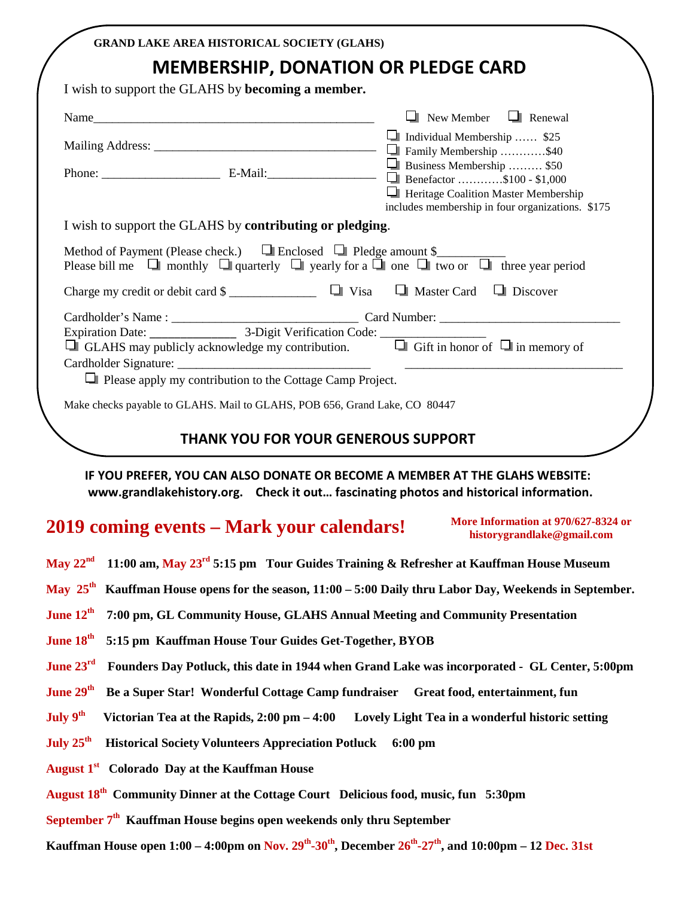**GRAND LAKE AREA HISTORICAL SOCIETY (GLAHS)**

# MEMBERSHIP, DONATION OR PLEDGE CARD

I wish to support the GLAHS by **becoming a member.**

Name_____________________________________________

Mailing Address: ____________________________________

Phone: __________________ E-Mail:_________________

❑ New Member ❑ Renewal

❑ Individual Membership …… $25
❑ Family Membership …………$40
❑ Business Membership ……… $50
❑ Benefactor …………$100 - $1,000
❑ Heritage Coalition Master Membership includes membership in four organizations. $175

I wish to support the GLAHS by **contributing or pledging**.

Method of Payment (Please check.) ❑ Enclosed ❑ Pledge amount $___________
Please bill me ❑ monthly ❑ quarterly ❑ yearly for a ❑ one ❑ two or ❑ three year period

Charge my credit or debit card $ ______________ ❑ Visa ❑ Master Card ❑ Discover

Cardholder's Name : ____________________________ Card Number: ____________________________
Expiration Date: _____________ 3-Digit Verification Code: ________________
❑ GLAHS may publicly acknowledge my contribution. ❑ Gift in honor of ❑ in memory of
Cardholder Signature: _____________________________ ___________________________________
❑ Please apply my contribution to the Cottage Camp Project.

Make checks payable to GLAHS. Mail to GLAHS, POB 656, Grand Lake, CO 80447

**THANK YOU FOR YOUR GENEROUS SUPPORT**

**IF YOU PREFER, YOU CAN ALSO DONATE OR BECOME A MEMBER AT THE GLAHS WEBSITE: www.grandlakehistory.org. Check it out… fascinating photos and historical information.**

## 2019 coming events – Mark your calendars!

**More Information at 970/627-8324 or historygrandlake@gmail.com**

**May 22nd 11:00 am, May 23rd 5:15 pm Tour Guides Training & Refresher at Kauffman House Museum**

**May 25th Kauffman House opens for the season, 11:00 – 5:00 Daily thru Labor Day, Weekends in September.**

**June 12th 7:00 pm, GL Community House, GLAHS Annual Meeting and Community Presentation**

**June 18th 5:15 pm Kauffman House Tour Guides Get-Together, BYOB**

**June 23rd Founders Day Potluck, this date in 1944 when Grand Lake was incorporated - GL Center, 5:00pm**

**June 29th Be a Super Star! Wonderful Cottage Camp fundraiser Great food, entertainment, fun**

**July 9th Victorian Tea at the Rapids, 2:00 pm – 4:00 Lovely Light Tea in a wonderful historic setting**

**July 25th Historical Society Volunteers Appreciation Potluck 6:00 pm**

**August 1st Colorado Day at the Kauffman House**

**August 18th Community Dinner at the Cottage Court Delicious food, music, fun 5:30pm**

**September 7th Kauffman House begins open weekends only thru September**

**Kauffman House open 1:00 – 4:00pm on Nov. 29th-30th, December 26th-27th, and 10:00pm – 12 Dec. 31st**